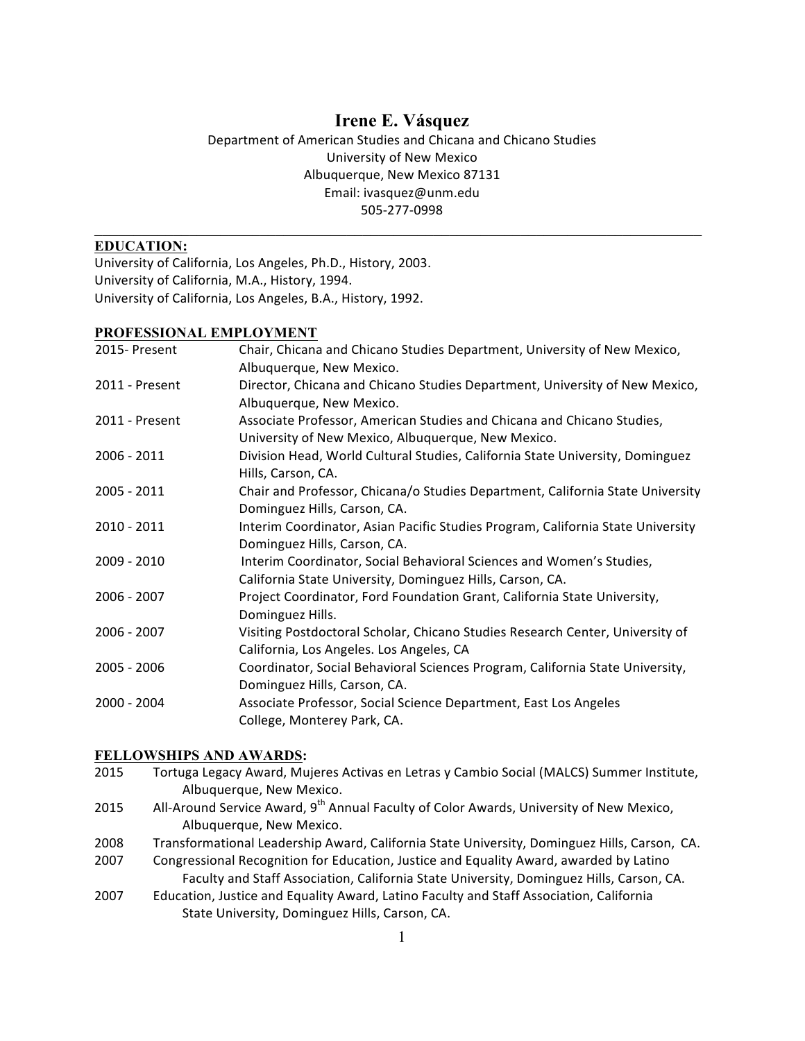# Irene E. Vásquez

Department of American Studies and Chicana and Chicano Studies
University of New Mexico
Albuquerque, New Mexico 87131
Email: ivasquez@unm.edu
505-277-0998

---

## EDUCATION:

University of California, Los Angeles, Ph.D., History, 2003.
University of California, M.A., History, 1994.
University of California, Los Angeles, B.A., History, 1992.

## PROFESSIONAL EMPLOYMENT

| | |
|---|---|
| 2015- Present | Chair, Chicana and Chicano Studies Department, University of New Mexico, Albuquerque, New Mexico. |
| 2011 - Present | Director, Chicana and Chicano Studies Department, University of New Mexico, Albuquerque, New Mexico. |
| 2011 - Present | Associate Professor, American Studies and Chicana and Chicano Studies, University of New Mexico, Albuquerque, New Mexico. |
| 2006 - 2011 | Division Head, World Cultural Studies, California State University, Dominguez Hills, Carson, CA. |
| 2005 - 2011 | Chair and Professor, Chicana/o Studies Department, California State University Dominguez Hills, Carson, CA. |
| 2010 - 2011 | Interim Coordinator, Asian Pacific Studies Program, California State University Dominguez Hills, Carson, CA. |
| 2009 - 2010 | Interim Coordinator, Social Behavioral Sciences and Women's Studies, California State University, Dominguez Hills, Carson, CA. |
| 2006 - 2007 | Project Coordinator, Ford Foundation Grant, California State University, Dominguez Hills. |
| 2006 - 2007 | Visiting Postdoctoral Scholar, Chicano Studies Research Center, University of California, Los Angeles. Los Angeles, CA |
| 2005 - 2006 | Coordinator, Social Behavioral Sciences Program, California State University, Dominguez Hills, Carson, CA. |
| 2000 - 2004 | Associate Professor, Social Science Department, East Los Angeles College, Monterey Park, CA. |

## FELLOWSHIPS AND AWARDS:

| | |
|---|---|
| 2015 | Tortuga Legacy Award, Mujeres Activas en Letras y Cambio Social (MALCS) Summer Institute, Albuquerque, New Mexico. |
| 2015 | All-Around Service Award, 9th Annual Faculty of Color Awards, University of New Mexico, Albuquerque, New Mexico. |
| 2008 | Transformational Leadership Award, California State University, Dominguez Hills, Carson, CA. |
| 2007 | Congressional Recognition for Education, Justice and Equality Award, awarded by Latino Faculty and Staff Association, California State University, Dominguez Hills, Carson, CA. |
| 2007 | Education, Justice and Equality Award, Latino Faculty and Staff Association, California State University, Dominguez Hills, Carson, CA. |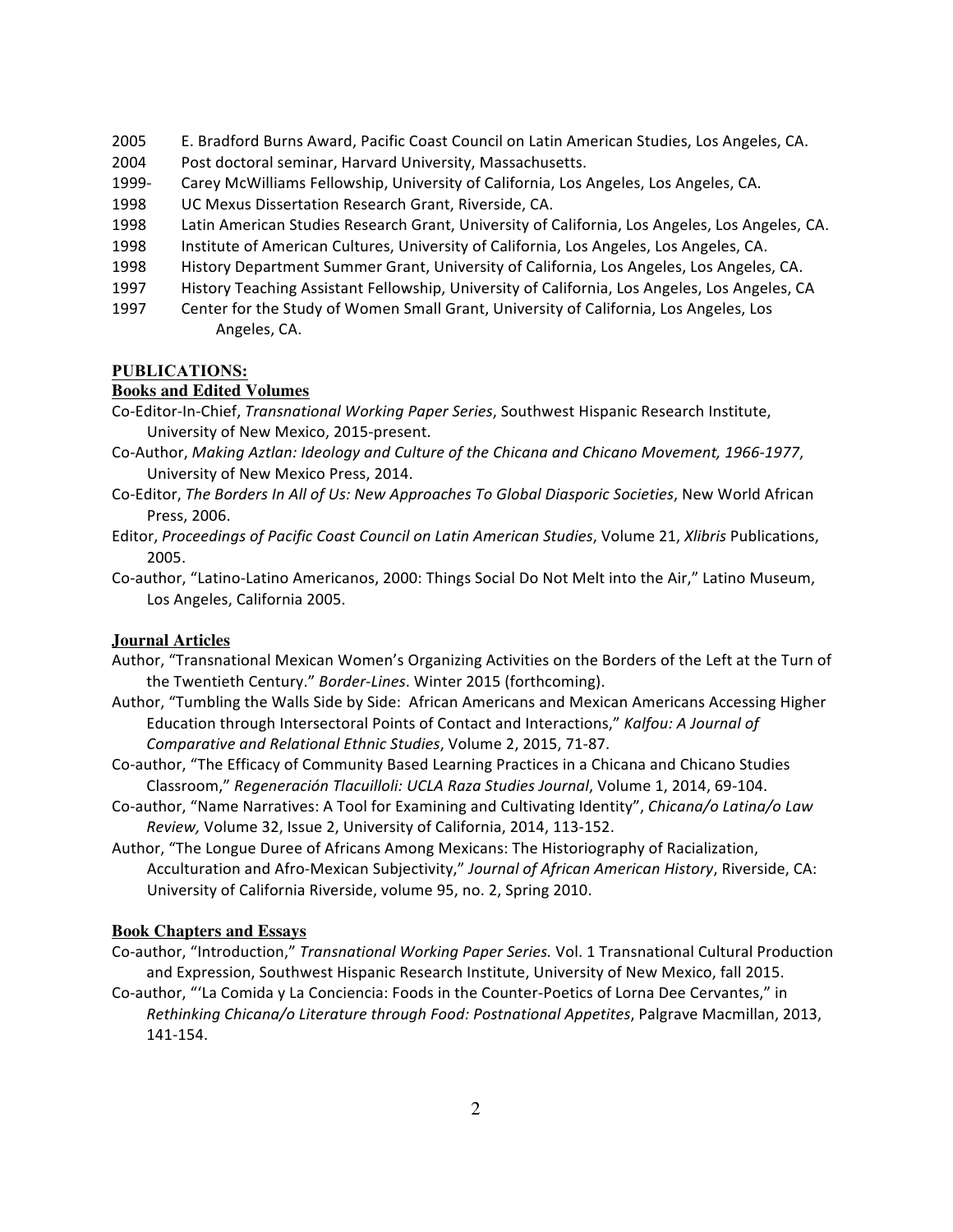2005 E. Bradford Burns Award, Pacific Coast Council on Latin American Studies, Los Angeles, CA.
2004 Post doctoral seminar, Harvard University, Massachusetts.
1999- Carey McWilliams Fellowship, University of California, Los Angeles, Los Angeles, CA.
1998 UC Mexus Dissertation Research Grant, Riverside, CA.
1998 Latin American Studies Research Grant, University of California, Los Angeles, Los Angeles, CA.
1998 Institute of American Cultures, University of California, Los Angeles, Los Angeles, CA.
1998 History Department Summer Grant, University of California, Los Angeles, Los Angeles, CA.
1997 History Teaching Assistant Fellowship, University of California, Los Angeles, Los Angeles, CA
1997 Center for the Study of Women Small Grant, University of California, Los Angeles, Los Angeles, CA.

## PUBLICATIONS:

### Books and Edited Volumes

Co-Editor-In-Chief, *Transnational Working Paper Series*, Southwest Hispanic Research Institute, University of New Mexico, 2015-present.

Co-Author, *Making Aztlan: Ideology and Culture of the Chicana and Chicano Movement, 1966-1977*, University of New Mexico Press, 2014.

Co-Editor, *The Borders In All of Us: New Approaches To Global Diasporic Societies*, New World African Press, 2006.

Editor, *Proceedings of Pacific Coast Council on Latin American Studies*, Volume 21, *Xlibris* Publications, 2005.

Co-author, "Latino-Latino Americanos, 2000: Things Social Do Not Melt into the Air," Latino Museum, Los Angeles, California 2005.

### Journal Articles

Author, "Transnational Mexican Women's Organizing Activities on the Borders of the Left at the Turn of the Twentieth Century." *Border-Lines*. Winter 2015 (forthcoming).

Author, "Tumbling the Walls Side by Side: African Americans and Mexican Americans Accessing Higher Education through Intersectoral Points of Contact and Interactions," *Kalfou: A Journal of Comparative and Relational Ethnic Studies*, Volume 2, 2015, 71-87.

Co-author, "The Efficacy of Community Based Learning Practices in a Chicana and Chicano Studies Classroom," *Regeneración Tlacuilloli: UCLA Raza Studies Journal*, Volume 1, 2014, 69-104.

Co-author, "Name Narratives: A Tool for Examining and Cultivating Identity", *Chicana/o Latina/o Law Review,* Volume 32, Issue 2, University of California, 2014, 113-152.

Author, "The Longue Duree of Africans Among Mexicans: The Historiography of Racialization, Acculturation and Afro-Mexican Subjectivity," *Journal of African American History*, Riverside, CA: University of California Riverside, volume 95, no. 2, Spring 2010.

### Book Chapters and Essays

Co-author, "Introduction," *Transnational Working Paper Series.* Vol. 1 Transnational Cultural Production and Expression, Southwest Hispanic Research Institute, University of New Mexico, fall 2015.

Co-author, "'La Comida y La Conciencia: Foods in the Counter-Poetics of Lorna Dee Cervantes," in *Rethinking Chicana/o Literature through Food: Postnational Appetites*, Palgrave Macmillan, 2013, 141-154.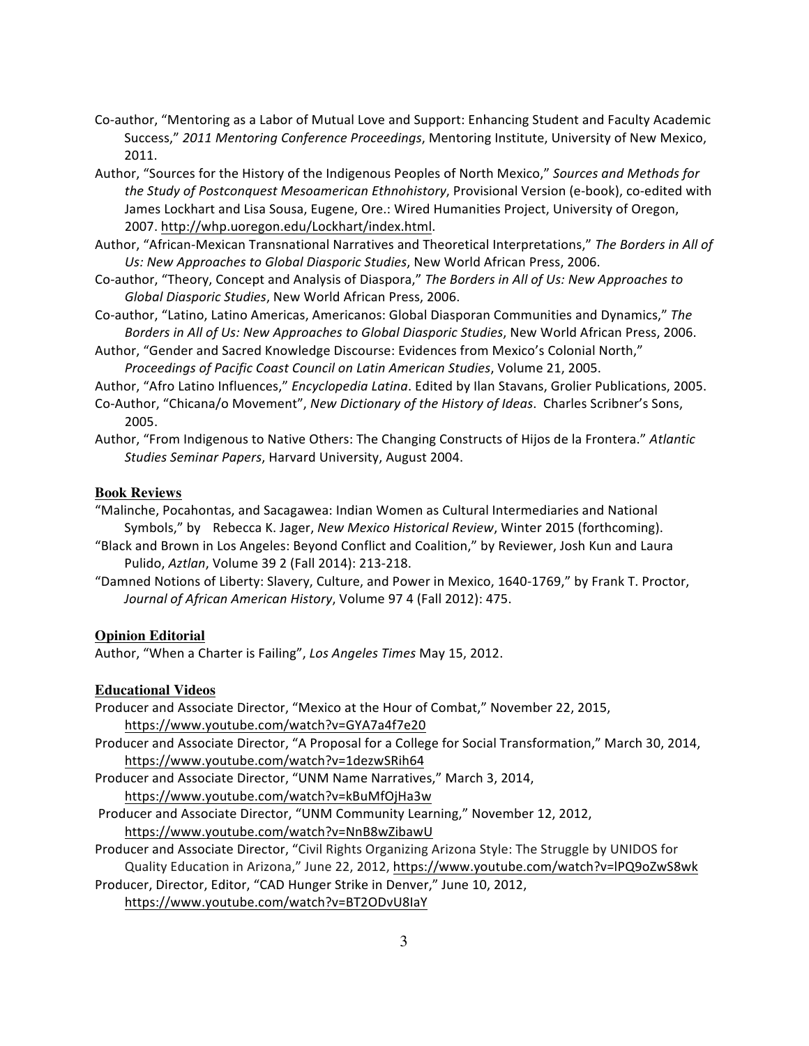Co-author, "Mentoring as a Labor of Mutual Love and Support: Enhancing Student and Faculty Academic Success," *2011 Mentoring Conference Proceedings*, Mentoring Institute, University of New Mexico, 2011.

Author, "Sources for the History of the Indigenous Peoples of North Mexico," *Sources and Methods for the Study of Postconquest Mesoamerican Ethnohistory*, Provisional Version (e-book), co-edited with James Lockhart and Lisa Sousa, Eugene, Ore.: Wired Humanities Project, University of Oregon, 2007. http://whp.uoregon.edu/Lockhart/index.html.

Author, "African-Mexican Transnational Narratives and Theoretical Interpretations," *The Borders in All of Us: New Approaches to Global Diasporic Studies*, New World African Press, 2006.

Co-author, "Theory, Concept and Analysis of Diaspora," *The Borders in All of Us: New Approaches to Global Diasporic Studies*, New World African Press, 2006.

Co-author, "Latino, Latino Americas, Americanos: Global Diasporan Communities and Dynamics," *The Borders in All of Us: New Approaches to Global Diasporic Studies*, New World African Press, 2006.

Author, "Gender and Sacred Knowledge Discourse: Evidences from Mexico's Colonial North," *Proceedings of Pacific Coast Council on Latin American Studies*, Volume 21, 2005.

Author, "Afro Latino Influences," *Encyclopedia Latina*. Edited by Ilan Stavans, Grolier Publications, 2005.

Co-Author, "Chicana/o Movement", *New Dictionary of the History of Ideas*. Charles Scribner's Sons, 2005.

Author, "From Indigenous to Native Others: The Changing Constructs of Hijos de la Frontera." *Atlantic Studies Seminar Papers*, Harvard University, August 2004.

## Book Reviews

"Malinche, Pocahontas, and Sacagawea: Indian Women as Cultural Intermediaries and National Symbols," by Rebecca K. Jager, *New Mexico Historical Review*, Winter 2015 (forthcoming).

"Black and Brown in Los Angeles: Beyond Conflict and Coalition," by Reviewer, Josh Kun and Laura Pulido, *Aztlan*, Volume 39 2 (Fall 2014): 213-218.

"Damned Notions of Liberty: Slavery, Culture, and Power in Mexico, 1640-1769," by Frank T. Proctor, *Journal of African American History*, Volume 97 4 (Fall 2012): 475.

## Opinion Editorial

Author, "When a Charter is Failing", *Los Angeles Times* May 15, 2012.

## Educational Videos

Producer and Associate Director, "Mexico at the Hour of Combat," November 22, 2015, https://www.youtube.com/watch?v=GYA7a4f7e20

Producer and Associate Director, "A Proposal for a College for Social Transformation," March 30, 2014, https://www.youtube.com/watch?v=1dezwSRih64

Producer and Associate Director, "UNM Name Narratives," March 3, 2014, https://www.youtube.com/watch?v=kBuMfOjHa3w

Producer and Associate Director, "UNM Community Learning," November 12, 2012, https://www.youtube.com/watch?v=NnB8wZibawU

Producer and Associate Director, "Civil Rights Organizing Arizona Style: The Struggle by UNIDOS for Quality Education in Arizona," June 22, 2012, https://www.youtube.com/watch?v=lPQ9oZwS8wk

Producer, Director, Editor, "CAD Hunger Strike in Denver," June 10, 2012, https://www.youtube.com/watch?v=BT2ODvU8IaY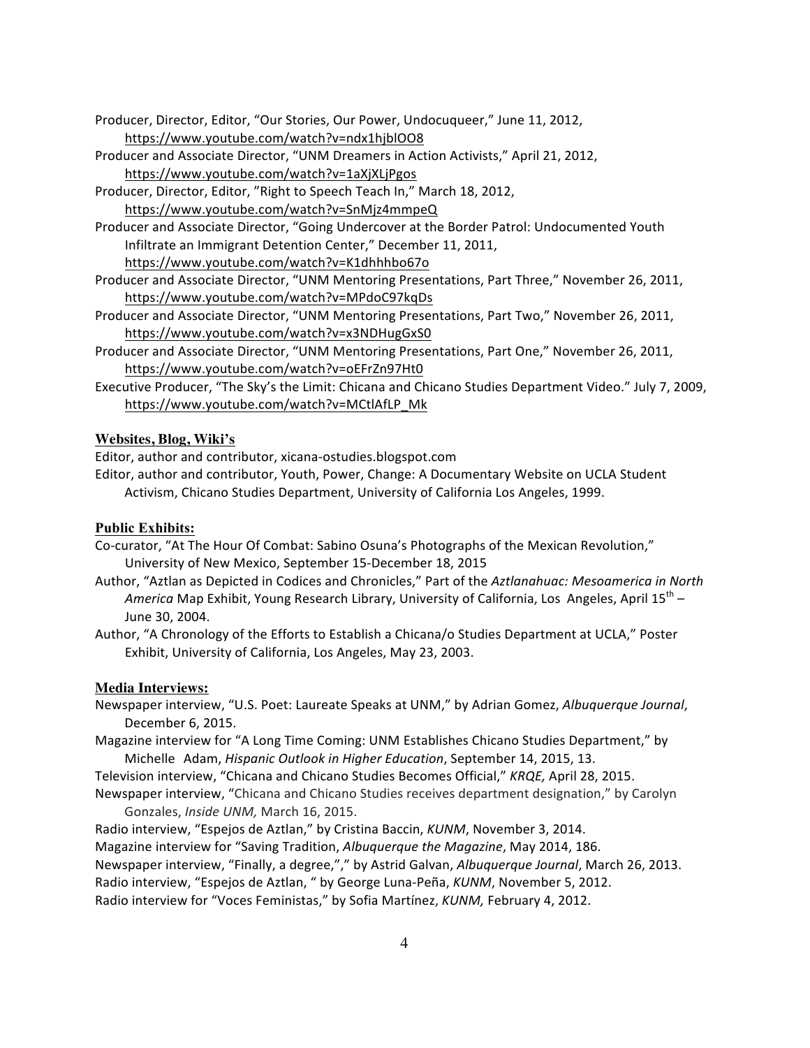Producer, Director, Editor, "Our Stories, Our Power, Undocuqueer," June 11, 2012, https://www.youtube.com/watch?v=ndx1hjblOO8

Producer and Associate Director, "UNM Dreamers in Action Activists," April 21, 2012, https://www.youtube.com/watch?v=1aXjXLjPgos

Producer, Director, Editor, "Right to Speech Teach In," March 18, 2012, https://www.youtube.com/watch?v=SnMjz4mmpeQ

Producer and Associate Director, "Going Undercover at the Border Patrol: Undocumented Youth Infiltrate an Immigrant Detention Center," December 11, 2011, https://www.youtube.com/watch?v=K1dhhhbo67o

Producer and Associate Director, "UNM Mentoring Presentations, Part Three," November 26, 2011, https://www.youtube.com/watch?v=MPdoC97kqDs

Producer and Associate Director, "UNM Mentoring Presentations, Part Two," November 26, 2011, https://www.youtube.com/watch?v=x3NDHugGxS0

Producer and Associate Director, "UNM Mentoring Presentations, Part One," November 26, 2011, https://www.youtube.com/watch?v=oEFrZn97Ht0

Executive Producer, "The Sky's the Limit: Chicana and Chicano Studies Department Video." July 7, 2009, https://www.youtube.com/watch?v=MCtlAfLP_Mk

**Websites, Blog, Wiki's**

Editor, author and contributor, xicana-ostudies.blogspot.com

Editor, author and contributor, Youth, Power, Change: A Documentary Website on UCLA Student Activism, Chicano Studies Department, University of California Los Angeles, 1999.

**Public Exhibits:**

Co-curator, "At The Hour Of Combat: Sabino Osuna's Photographs of the Mexican Revolution," University of New Mexico, September 15-December 18, 2015

Author, "Aztlan as Depicted in Codices and Chronicles," Part of the *Aztlanahuac: Mesoamerica in North America* Map Exhibit, Young Research Library, University of California, Los Angeles, April 15th – June 30, 2004.

Author, "A Chronology of the Efforts to Establish a Chicana/o Studies Department at UCLA," Poster Exhibit, University of California, Los Angeles, May 23, 2003.

**Media Interviews:**

Newspaper interview, "U.S. Poet: Laureate Speaks at UNM," by Adrian Gomez, *Albuquerque Journal*, December 6, 2015.

Magazine interview for "A Long Time Coming: UNM Establishes Chicano Studies Department," by Michelle Adam, *Hispanic Outlook in Higher Education*, September 14, 2015, 13.

Television interview, "Chicana and Chicano Studies Becomes Official," *KRQE,* April 28, 2015.

Newspaper interview, "Chicana and Chicano Studies receives department designation," by Carolyn Gonzales, *Inside UNM,* March 16, 2015.

Radio interview, "Espejos de Aztlan," by Cristina Baccin, *KUNM*, November 3, 2014.

Magazine interview for "Saving Tradition, *Albuquerque the Magazine*, May 2014, 186.

Newspaper interview, "Finally, a degree,"," by Astrid Galvan, *Albuquerque Journal*, March 26, 2013.

Radio interview, "Espejos de Aztlan, " by George Luna-Peña, *KUNM*, November 5, 2012.

Radio interview for "Voces Feministas," by Sofia Martínez, *KUNM,* February 4, 2012.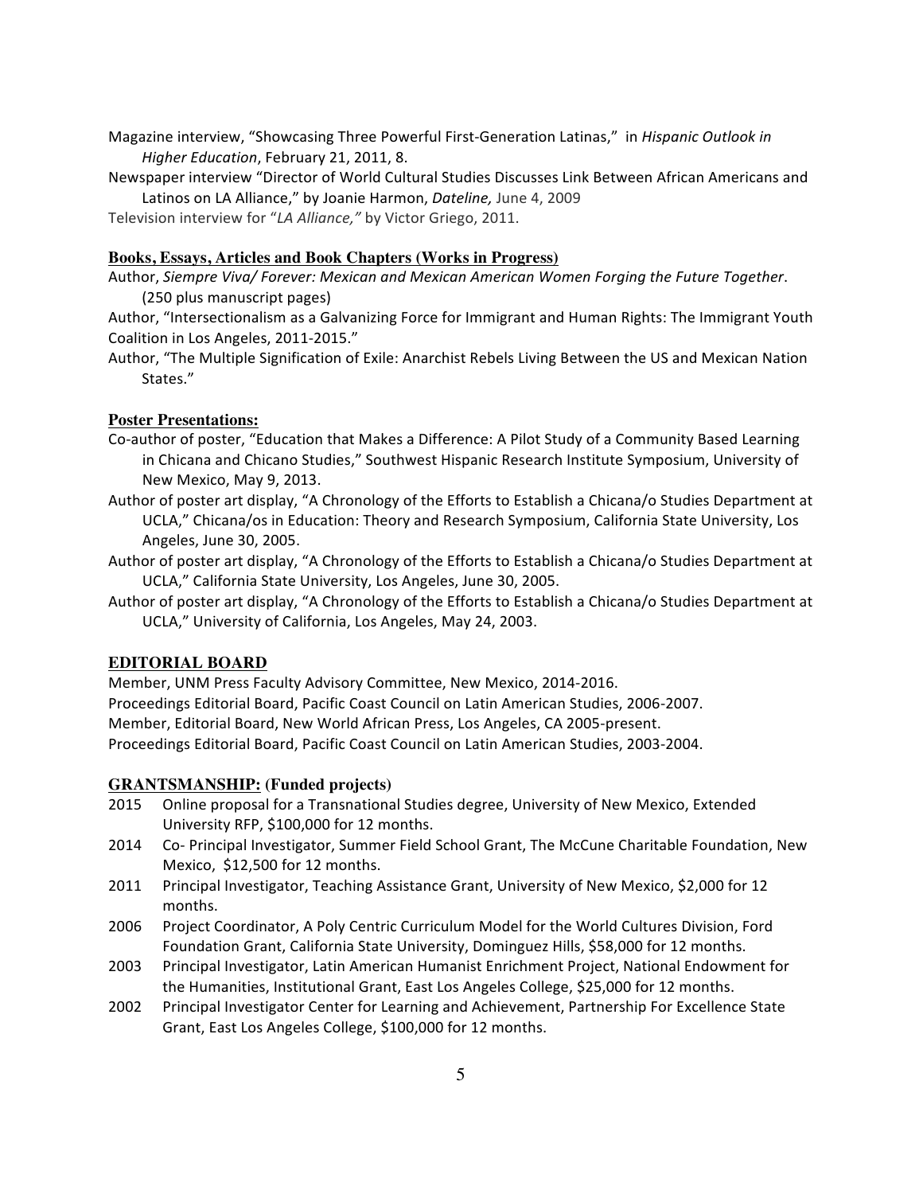Magazine interview, "Showcasing Three Powerful First-Generation Latinas," in *Hispanic Outlook in Higher Education*, February 21, 2011, 8.

Newspaper interview "Director of World Cultural Studies Discusses Link Between African Americans and Latinos on LA Alliance," by Joanie Harmon, *Dateline,* June 4, 2009

Television interview for "*LA Alliance,*" by Victor Griego, 2011.

### Books, Essays, Articles and Book Chapters (Works in Progress)

Author, *Siempre Viva/ Forever: Mexican and Mexican American Women Forging the Future Together*. (250 plus manuscript pages)

Author, "Intersectionalism as a Galvanizing Force for Immigrant and Human Rights: The Immigrant Youth Coalition in Los Angeles, 2011-2015."

Author, "The Multiple Signification of Exile: Anarchist Rebels Living Between the US and Mexican Nation States."

### Poster Presentations:

Co-author of poster, "Education that Makes a Difference: A Pilot Study of a Community Based Learning in Chicana and Chicano Studies," Southwest Hispanic Research Institute Symposium, University of New Mexico, May 9, 2013.

Author of poster art display, "A Chronology of the Efforts to Establish a Chicana/o Studies Department at UCLA," Chicana/os in Education: Theory and Research Symposium, California State University, Los Angeles, June 30, 2005.

Author of poster art display, "A Chronology of the Efforts to Establish a Chicana/o Studies Department at UCLA," California State University, Los Angeles, June 30, 2005.

Author of poster art display, "A Chronology of the Efforts to Establish a Chicana/o Studies Department at UCLA," University of California, Los Angeles, May 24, 2003.

### EDITORIAL BOARD

Member, UNM Press Faculty Advisory Committee, New Mexico, 2014-2016.

Proceedings Editorial Board, Pacific Coast Council on Latin American Studies, 2006-2007.

Member, Editorial Board, New World African Press, Los Angeles, CA 2005-present.

Proceedings Editorial Board, Pacific Coast Council on Latin American Studies, 2003-2004.

### GRANTSMANSHIP: (Funded projects)

2015 Online proposal for a Transnational Studies degree, University of New Mexico, Extended University RFP, $100,000 for 12 months.

2014 Co- Principal Investigator, Summer Field School Grant, The McCune Charitable Foundation, New Mexico, $12,500 for 12 months.

2011 Principal Investigator, Teaching Assistance Grant, University of New Mexico, $2,000 for 12 months.

2006 Project Coordinator, A Poly Centric Curriculum Model for the World Cultures Division, Ford Foundation Grant, California State University, Dominguez Hills, $58,000 for 12 months.

2003 Principal Investigator, Latin American Humanist Enrichment Project, National Endowment for the Humanities, Institutional Grant, East Los Angeles College, $25,000 for 12 months.

2002 Principal Investigator Center for Learning and Achievement, Partnership For Excellence State Grant, East Los Angeles College, $100,000 for 12 months.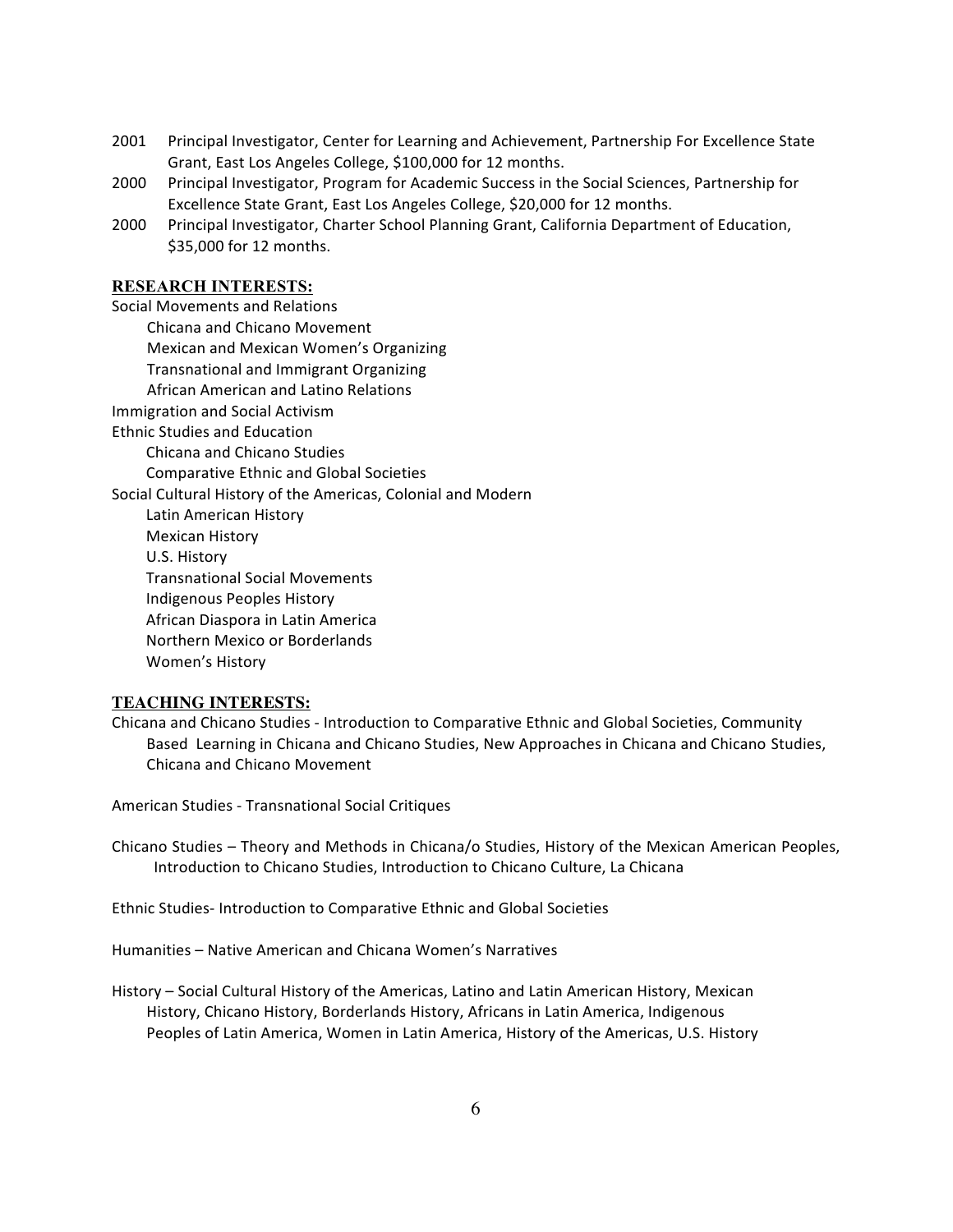2001 Principal Investigator, Center for Learning and Achievement, Partnership For Excellence State Grant, East Los Angeles College, $100,000 for 12 months.

2000 Principal Investigator, Program for Academic Success in the Social Sciences, Partnership for Excellence State Grant, East Los Angeles College, $20,000 for 12 months.

2000 Principal Investigator, Charter School Planning Grant, California Department of Education, $35,000 for 12 months.

## RESEARCH INTERESTS:

- Social Movements and Relations
  - Chicana and Chicano Movement
  - Mexican and Mexican Women's Organizing
  - Transnational and Immigrant Organizing
  - African American and Latino Relations
- Immigration and Social Activism
- Ethnic Studies and Education
  - Chicana and Chicano Studies
  - Comparative Ethnic and Global Societies
- Social Cultural History of the Americas, Colonial and Modern
  - Latin American History
  - Mexican History
  - U.S. History
  - Transnational Social Movements
  - Indigenous Peoples History
  - African Diaspora in Latin America
  - Northern Mexico or Borderlands
  - Women's History

## TEACHING INTERESTS:

Chicana and Chicano Studies - Introduction to Comparative Ethnic and Global Societies, Community Based Learning in Chicana and Chicano Studies, New Approaches in Chicana and Chicano Studies, Chicana and Chicano Movement

American Studies - Transnational Social Critiques

Chicano Studies – Theory and Methods in Chicana/o Studies, History of the Mexican American Peoples, Introduction to Chicano Studies, Introduction to Chicano Culture, La Chicana

Ethnic Studies- Introduction to Comparative Ethnic and Global Societies

Humanities – Native American and Chicana Women's Narratives

History – Social Cultural History of the Americas, Latino and Latin American History, Mexican History, Chicano History, Borderlands History, Africans in Latin America, Indigenous Peoples of Latin America, Women in Latin America, History of the Americas, U.S. History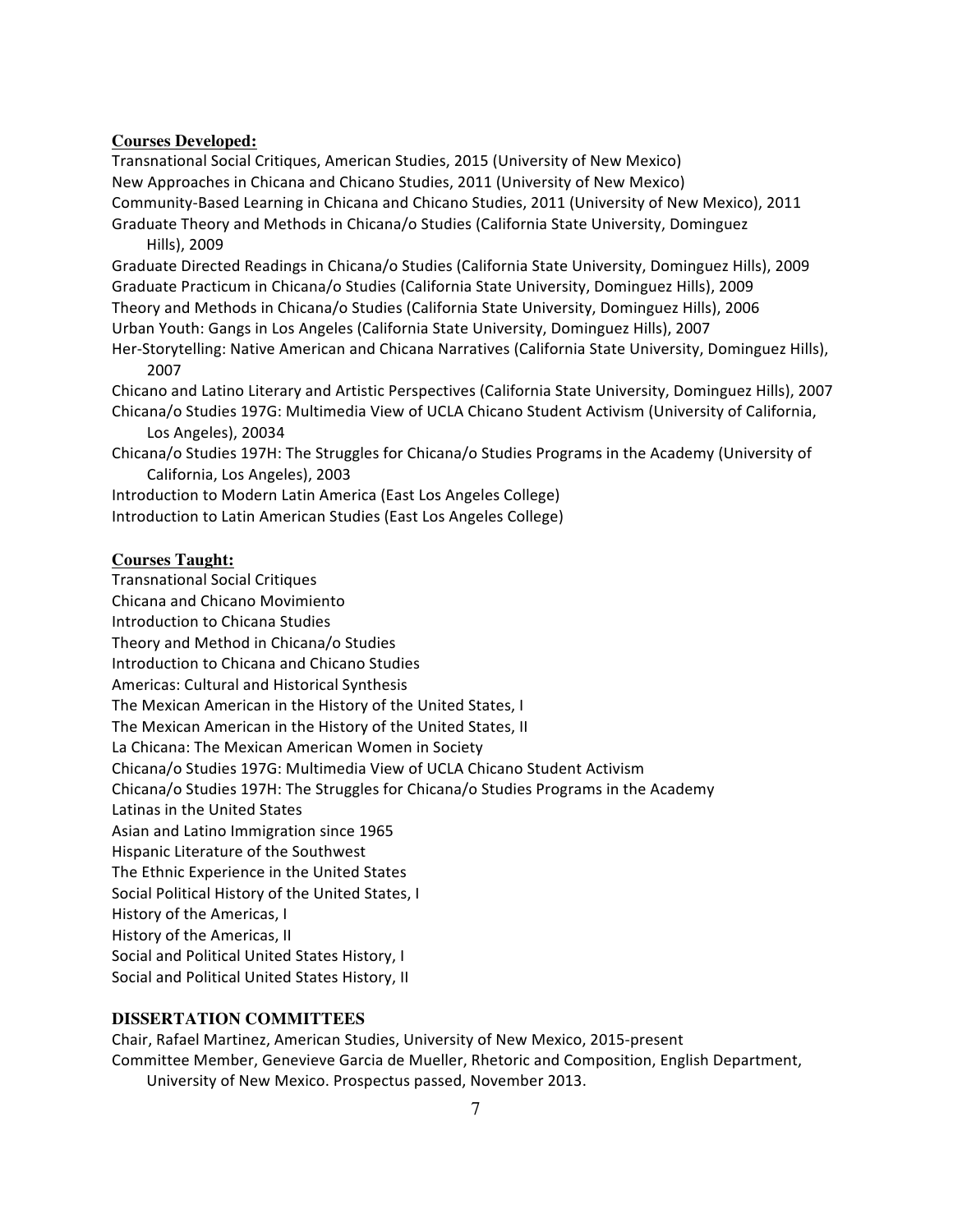**Courses Developed:**

Transnational Social Critiques, American Studies, 2015 (University of New Mexico)
New Approaches in Chicana and Chicano Studies, 2011 (University of New Mexico)
Community-Based Learning in Chicana and Chicano Studies, 2011 (University of New Mexico), 2011
Graduate Theory and Methods in Chicana/o Studies (California State University, Dominguez Hills), 2009
Graduate Directed Readings in Chicana/o Studies (California State University, Dominguez Hills), 2009
Graduate Practicum in Chicana/o Studies (California State University, Dominguez Hills), 2009
Theory and Methods in Chicana/o Studies (California State University, Dominguez Hills), 2006
Urban Youth: Gangs in Los Angeles (California State University, Dominguez Hills), 2007
Her-Storytelling: Native American and Chicana Narratives (California State University, Dominguez Hills), 2007
Chicano and Latino Literary and Artistic Perspectives (California State University, Dominguez Hills), 2007
Chicana/o Studies 197G: Multimedia View of UCLA Chicano Student Activism (University of California, Los Angeles), 20034
Chicana/o Studies 197H: The Struggles for Chicana/o Studies Programs in the Academy (University of California, Los Angeles), 2003
Introduction to Modern Latin America (East Los Angeles College)
Introduction to Latin American Studies (East Los Angeles College)

**Courses Taught:**

Transnational Social Critiques
Chicana and Chicano Movimiento
Introduction to Chicana Studies
Theory and Method in Chicana/o Studies
Introduction to Chicana and Chicano Studies
Americas: Cultural and Historical Synthesis
The Mexican American in the History of the United States, I
The Mexican American in the History of the United States, II
La Chicana: The Mexican American Women in Society
Chicana/o Studies 197G: Multimedia View of UCLA Chicano Student Activism
Chicana/o Studies 197H: The Struggles for Chicana/o Studies Programs in the Academy
Latinas in the United States
Asian and Latino Immigration since 1965
Hispanic Literature of the Southwest
The Ethnic Experience in the United States
Social Political History of the United States, I
History of the Americas, I
History of the Americas, II
Social and Political United States History, I
Social and Political United States History, II

**DISSERTATION COMMITTEES**

Chair, Rafael Martinez, American Studies, University of New Mexico, 2015-present
Committee Member, Genevieve Garcia de Mueller, Rhetoric and Composition, English Department, University of New Mexico. Prospectus passed, November 2013.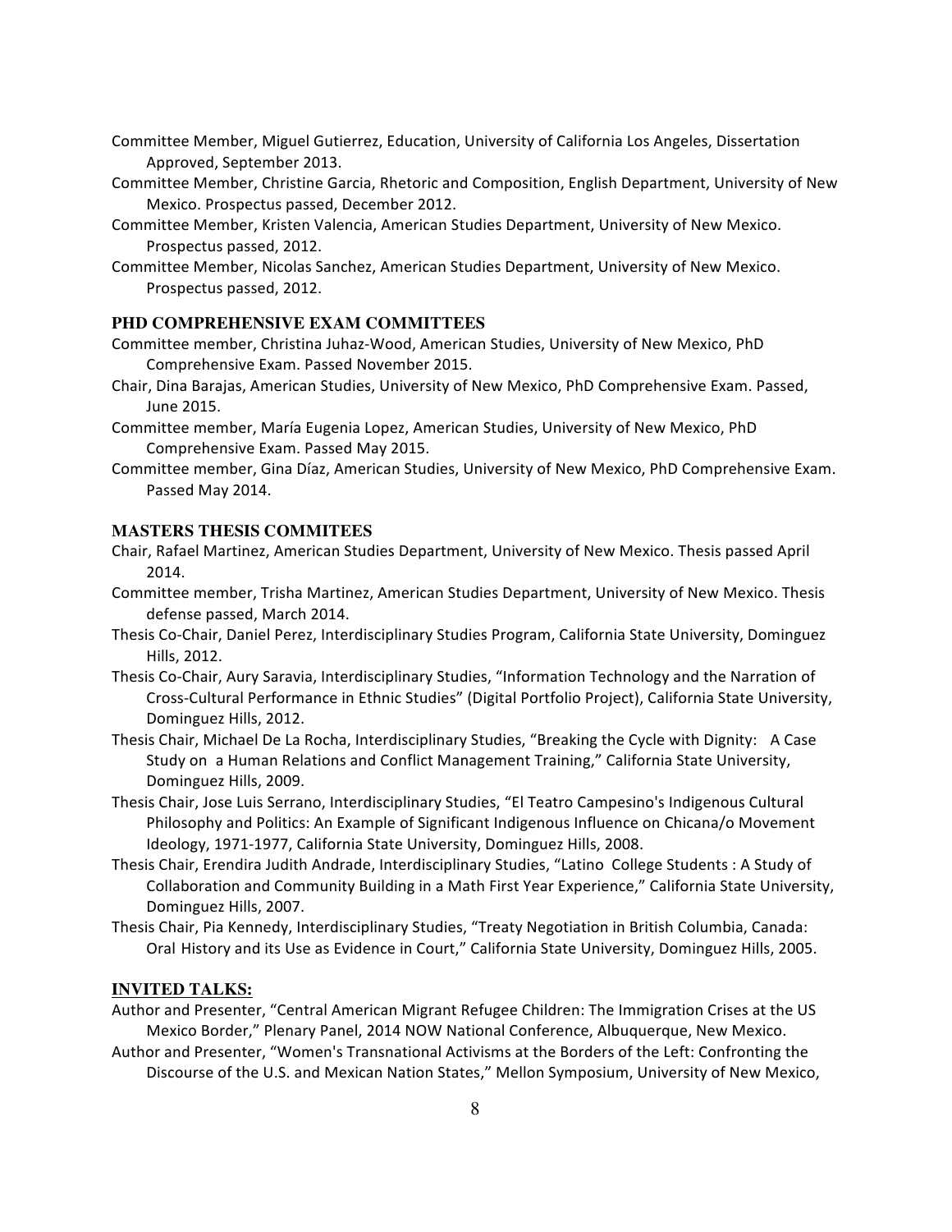Committee Member, Miguel Gutierrez, Education, University of California Los Angeles, Dissertation Approved, September 2013.

Committee Member, Christine Garcia, Rhetoric and Composition, English Department, University of New Mexico. Prospectus passed, December 2012.

Committee Member, Kristen Valencia, American Studies Department, University of New Mexico. Prospectus passed, 2012.

Committee Member, Nicolas Sanchez, American Studies Department, University of New Mexico. Prospectus passed, 2012.

### PHD COMPREHENSIVE EXAM COMMITTEES

Committee member, Christina Juhaz-Wood, American Studies, University of New Mexico, PhD Comprehensive Exam. Passed November 2015.

Chair, Dina Barajas, American Studies, University of New Mexico, PhD Comprehensive Exam. Passed, June 2015.

Committee member, María Eugenia Lopez, American Studies, University of New Mexico, PhD Comprehensive Exam. Passed May 2015.

Committee member, Gina Díaz, American Studies, University of New Mexico, PhD Comprehensive Exam. Passed May 2014.

### MASTERS THESIS COMMITEES

Chair, Rafael Martinez, American Studies Department, University of New Mexico. Thesis passed April 2014.

Committee member, Trisha Martinez, American Studies Department, University of New Mexico. Thesis defense passed, March 2014.

Thesis Co-Chair, Daniel Perez, Interdisciplinary Studies Program, California State University, Dominguez Hills, 2012.

Thesis Co-Chair, Aury Saravia, Interdisciplinary Studies, "Information Technology and the Narration of Cross-Cultural Performance in Ethnic Studies" (Digital Portfolio Project), California State University, Dominguez Hills, 2012.

Thesis Chair, Michael De La Rocha, Interdisciplinary Studies, "Breaking the Cycle with Dignity: A Case Study on a Human Relations and Conflict Management Training," California State University, Dominguez Hills, 2009.

Thesis Chair, Jose Luis Serrano, Interdisciplinary Studies, "El Teatro Campesino's Indigenous Cultural Philosophy and Politics: An Example of Significant Indigenous Influence on Chicana/o Movement Ideology, 1971-1977, California State University, Dominguez Hills, 2008.

Thesis Chair, Erendira Judith Andrade, Interdisciplinary Studies, "Latino College Students : A Study of Collaboration and Community Building in a Math First Year Experience," California State University, Dominguez Hills, 2007.

Thesis Chair, Pia Kennedy, Interdisciplinary Studies, "Treaty Negotiation in British Columbia, Canada: Oral History and its Use as Evidence in Court," California State University, Dominguez Hills, 2005.

### INVITED TALKS:

Author and Presenter, "Central American Migrant Refugee Children: The Immigration Crises at the US Mexico Border," Plenary Panel, 2014 NOW National Conference, Albuquerque, New Mexico.

Author and Presenter, "Women's Transnational Activisms at the Borders of the Left: Confronting the Discourse of the U.S. and Mexican Nation States," Mellon Symposium, University of New Mexico,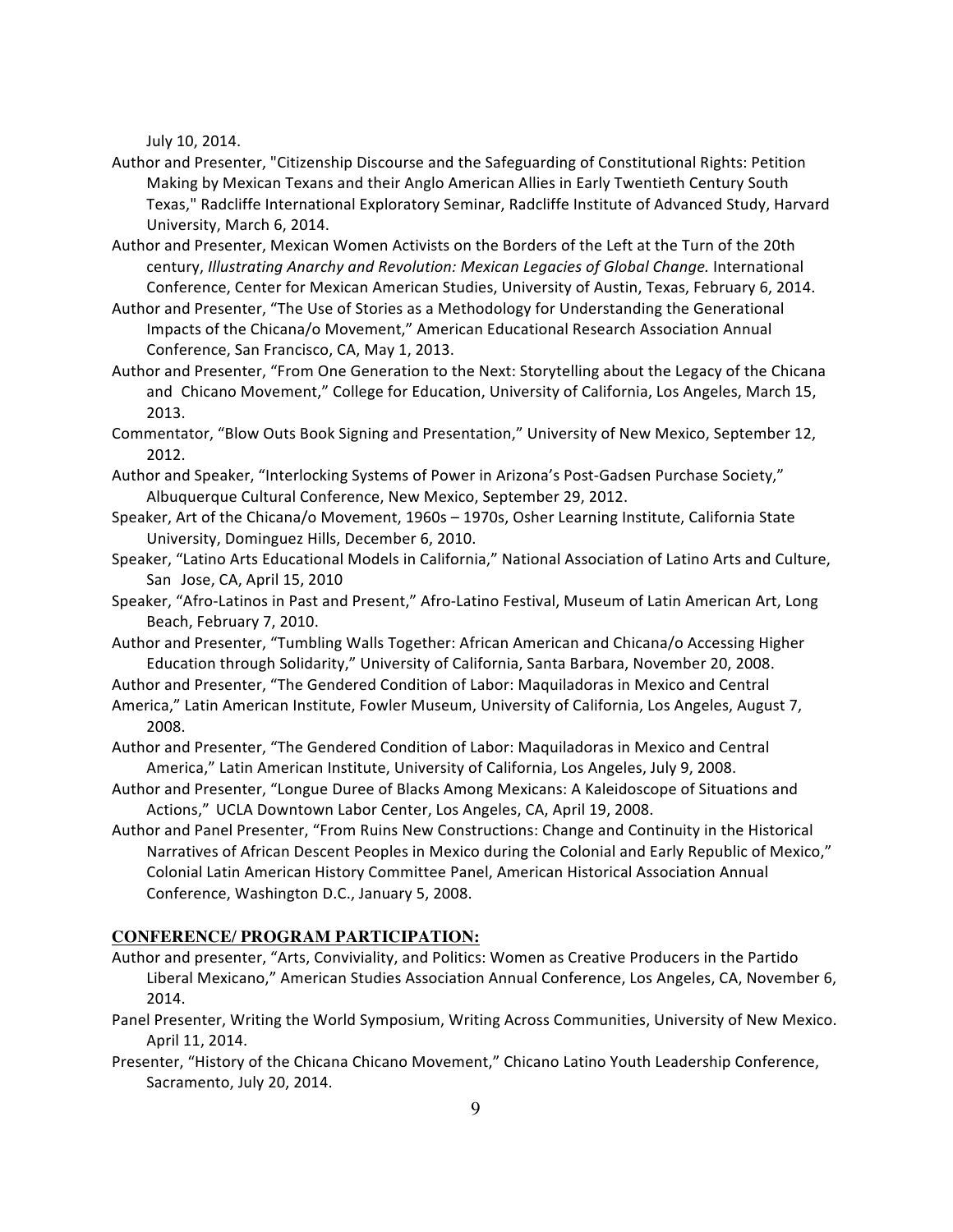July 10, 2014.

Author and Presenter, "Citizenship Discourse and the Safeguarding of Constitutional Rights: Petition Making by Mexican Texans and their Anglo American Allies in Early Twentieth Century South Texas," Radcliffe International Exploratory Seminar, Radcliffe Institute of Advanced Study, Harvard University, March 6, 2014.

Author and Presenter, Mexican Women Activists on the Borders of the Left at the Turn of the 20th century, *Illustrating Anarchy and Revolution: Mexican Legacies of Global Change.* International Conference, Center for Mexican American Studies, University of Austin, Texas, February 6, 2014.

Author and Presenter, "The Use of Stories as a Methodology for Understanding the Generational Impacts of the Chicana/o Movement," American Educational Research Association Annual Conference, San Francisco, CA, May 1, 2013.

Author and Presenter, "From One Generation to the Next: Storytelling about the Legacy of the Chicana and Chicano Movement," College for Education, University of California, Los Angeles, March 15, 2013.

Commentator, "Blow Outs Book Signing and Presentation," University of New Mexico, September 12, 2012.

Author and Speaker, "Interlocking Systems of Power in Arizona's Post-Gadsen Purchase Society," Albuquerque Cultural Conference, New Mexico, September 29, 2012.

Speaker, Art of the Chicana/o Movement, 1960s – 1970s, Osher Learning Institute, California State University, Dominguez Hills, December 6, 2010.

Speaker, "Latino Arts Educational Models in California," National Association of Latino Arts and Culture, San Jose, CA, April 15, 2010

Speaker, "Afro-Latinos in Past and Present," Afro-Latino Festival, Museum of Latin American Art, Long Beach, February 7, 2010.

Author and Presenter, "Tumbling Walls Together: African American and Chicana/o Accessing Higher Education through Solidarity," University of California, Santa Barbara, November 20, 2008.

Author and Presenter, "The Gendered Condition of Labor: Maquiladoras in Mexico and Central America," Latin American Institute, Fowler Museum, University of California, Los Angeles, August 7, 2008.

Author and Presenter, "The Gendered Condition of Labor: Maquiladoras in Mexico and Central America," Latin American Institute, University of California, Los Angeles, July 9, 2008.

Author and Presenter, "Longue Duree of Blacks Among Mexicans: A Kaleidoscope of Situations and Actions," UCLA Downtown Labor Center, Los Angeles, CA, April 19, 2008.

Author and Panel Presenter, "From Ruins New Constructions: Change and Continuity in the Historical Narratives of African Descent Peoples in Mexico during the Colonial and Early Republic of Mexico," Colonial Latin American History Committee Panel, American Historical Association Annual Conference, Washington D.C., January 5, 2008.

## CONFERENCE/ PROGRAM PARTICIPATION:

Author and presenter, "Arts, Conviviality, and Politics: Women as Creative Producers in the Partido Liberal Mexicano," American Studies Association Annual Conference, Los Angeles, CA, November 6, 2014.

Panel Presenter, Writing the World Symposium, Writing Across Communities, University of New Mexico. April 11, 2014.

Presenter, "History of the Chicana Chicano Movement," Chicano Latino Youth Leadership Conference, Sacramento, July 20, 2014.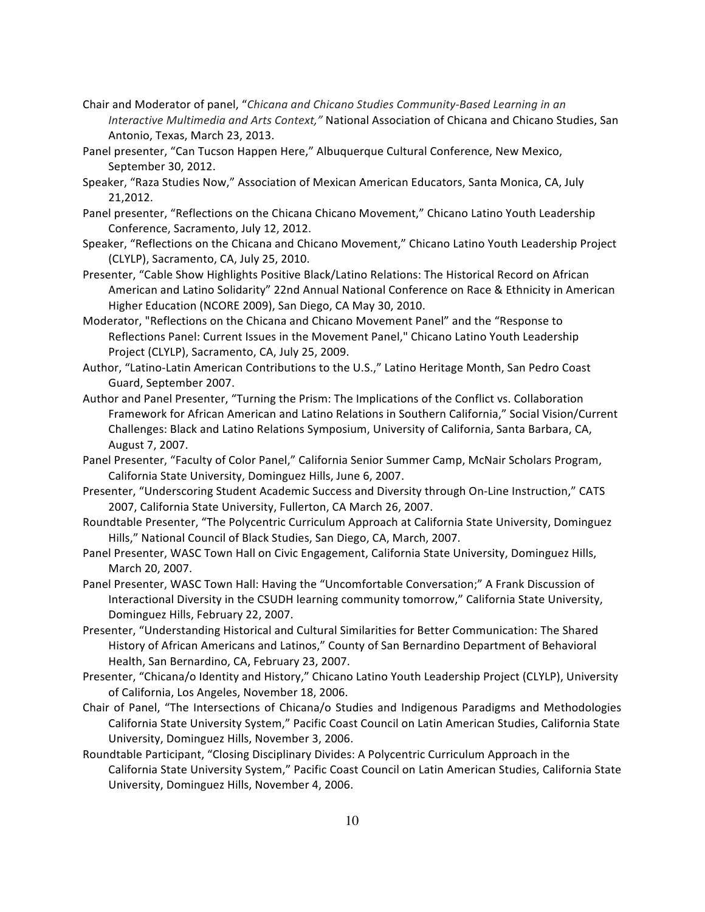Chair and Moderator of panel, "*Chicana and Chicano Studies Community-Based Learning in an Interactive Multimedia and Arts Context,"* National Association of Chicana and Chicano Studies, San Antonio, Texas, March 23, 2013.

Panel presenter, "Can Tucson Happen Here," Albuquerque Cultural Conference, New Mexico, September 30, 2012.

Speaker, "Raza Studies Now," Association of Mexican American Educators, Santa Monica, CA, July 21,2012.

Panel presenter, "Reflections on the Chicana Chicano Movement," Chicano Latino Youth Leadership Conference, Sacramento, July 12, 2012.

Speaker, "Reflections on the Chicana and Chicano Movement," Chicano Latino Youth Leadership Project (CLYLP), Sacramento, CA, July 25, 2010.

Presenter, "Cable Show Highlights Positive Black/Latino Relations: The Historical Record on African American and Latino Solidarity" 22nd Annual National Conference on Race & Ethnicity in American Higher Education (NCORE 2009), San Diego, CA May 30, 2010.

Moderator, "Reflections on the Chicana and Chicano Movement Panel" and the "Response to Reflections Panel: Current Issues in the Movement Panel," Chicano Latino Youth Leadership Project (CLYLP), Sacramento, CA, July 25, 2009.

Author, "Latino-Latin American Contributions to the U.S.," Latino Heritage Month, San Pedro Coast Guard, September 2007.

Author and Panel Presenter, "Turning the Prism: The Implications of the Conflict vs. Collaboration Framework for African American and Latino Relations in Southern California," Social Vision/Current Challenges: Black and Latino Relations Symposium, University of California, Santa Barbara, CA, August 7, 2007.

Panel Presenter, "Faculty of Color Panel," California Senior Summer Camp, McNair Scholars Program, California State University, Dominguez Hills, June 6, 2007.

Presenter, "Underscoring Student Academic Success and Diversity through On-Line Instruction," CATS 2007, California State University, Fullerton, CA March 26, 2007.

Roundtable Presenter, "The Polycentric Curriculum Approach at California State University, Dominguez Hills," National Council of Black Studies, San Diego, CA, March, 2007.

Panel Presenter, WASC Town Hall on Civic Engagement, California State University, Dominguez Hills, March 20, 2007.

Panel Presenter, WASC Town Hall: Having the "Uncomfortable Conversation;" A Frank Discussion of Interactional Diversity in the CSUDH learning community tomorrow," California State University, Dominguez Hills, February 22, 2007.

Presenter, "Understanding Historical and Cultural Similarities for Better Communication: The Shared History of African Americans and Latinos," County of San Bernardino Department of Behavioral Health, San Bernardino, CA, February 23, 2007.

Presenter, "Chicana/o Identity and History," Chicano Latino Youth Leadership Project (CLYLP), University of California, Los Angeles, November 18, 2006.

Chair of Panel, "The Intersections of Chicana/o Studies and Indigenous Paradigms and Methodologies California State University System," Pacific Coast Council on Latin American Studies, California State University, Dominguez Hills, November 3, 2006.

Roundtable Participant, "Closing Disciplinary Divides: A Polycentric Curriculum Approach in the California State University System," Pacific Coast Council on Latin American Studies, California State University, Dominguez Hills, November 4, 2006.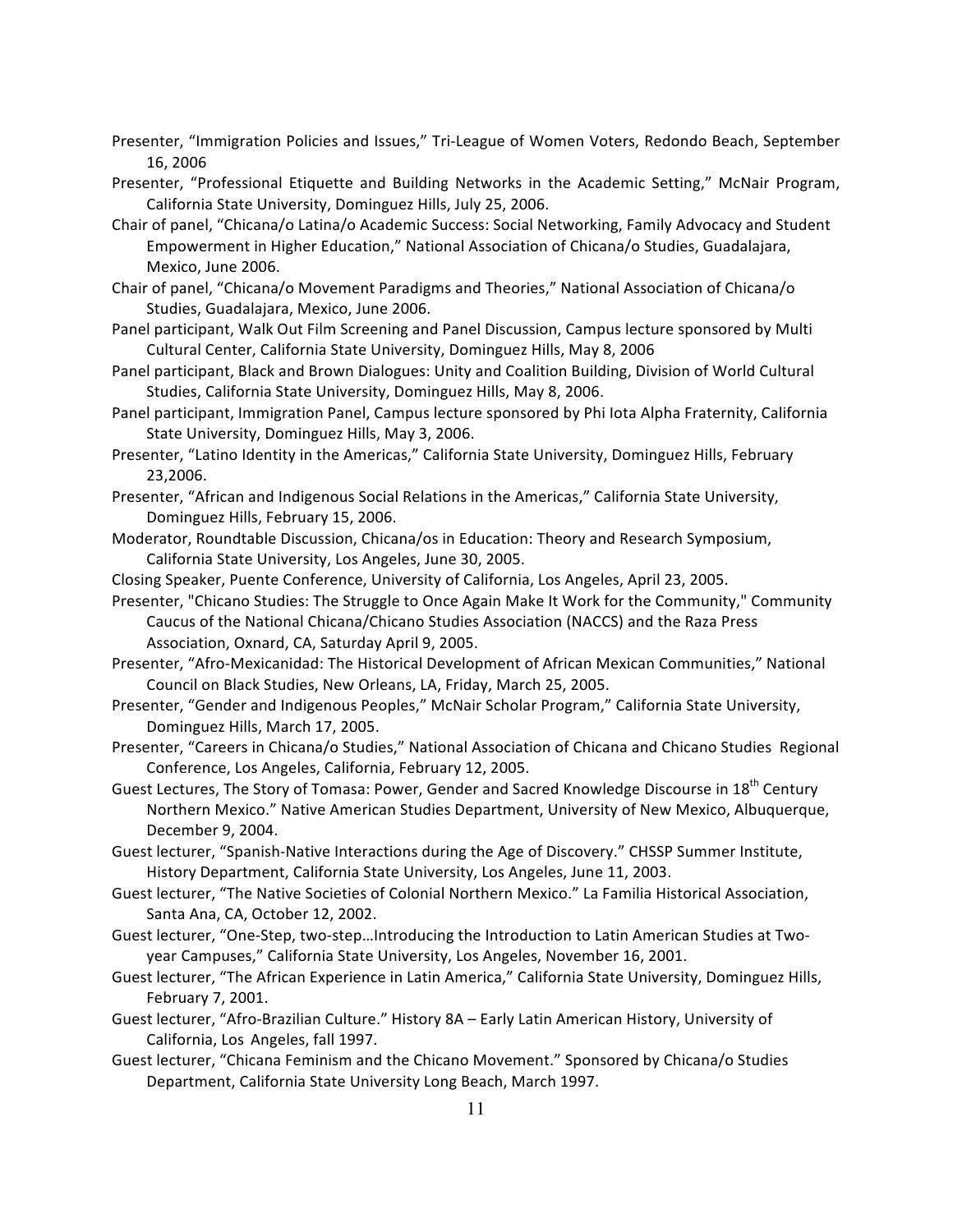Presenter, “Immigration Policies and Issues,” Tri-League of Women Voters, Redondo Beach, September 16, 2006

Presenter, “Professional Etiquette and Building Networks in the Academic Setting,” McNair Program, California State University, Dominguez Hills, July 25, 2006.

Chair of panel, “Chicana/o Latina/o Academic Success: Social Networking, Family Advocacy and Student Empowerment in Higher Education,” National Association of Chicana/o Studies, Guadalajara, Mexico, June 2006.

Chair of panel, “Chicana/o Movement Paradigms and Theories,” National Association of Chicana/o Studies, Guadalajara, Mexico, June 2006.

Panel participant, Walk Out Film Screening and Panel Discussion, Campus lecture sponsored by Multi Cultural Center, California State University, Dominguez Hills, May 8, 2006

Panel participant, Black and Brown Dialogues: Unity and Coalition Building, Division of World Cultural Studies, California State University, Dominguez Hills, May 8, 2006.

Panel participant, Immigration Panel, Campus lecture sponsored by Phi Iota Alpha Fraternity, California State University, Dominguez Hills, May 3, 2006.

Presenter, “Latino Identity in the Americas,” California State University, Dominguez Hills, February 23,2006.

Presenter, “African and Indigenous Social Relations in the Americas,” California State University, Dominguez Hills, February 15, 2006.

Moderator, Roundtable Discussion, Chicana/os in Education: Theory and Research Symposium, California State University, Los Angeles, June 30, 2005.

Closing Speaker, Puente Conference, University of California, Los Angeles, April 23, 2005.

Presenter, "Chicano Studies: The Struggle to Once Again Make It Work for the Community," Community Caucus of the National Chicana/Chicano Studies Association (NACCS) and the Raza Press Association, Oxnard, CA, Saturday April 9, 2005.

Presenter, “Afro-Mexicanidad: The Historical Development of African Mexican Communities,” National Council on Black Studies, New Orleans, LA, Friday, March 25, 2005.

Presenter, “Gender and Indigenous Peoples,” McNair Scholar Program,” California State University, Dominguez Hills, March 17, 2005.

Presenter, “Careers in Chicana/o Studies,” National Association of Chicana and Chicano Studies Regional Conference, Los Angeles, California, February 12, 2005.

Guest Lectures, The Story of Tomasa: Power, Gender and Sacred Knowledge Discourse in 18th Century Northern Mexico.” Native American Studies Department, University of New Mexico, Albuquerque, December 9, 2004.

Guest lecturer, “Spanish-Native Interactions during the Age of Discovery.” CHSSP Summer Institute, History Department, California State University, Los Angeles, June 11, 2003.

Guest lecturer, “The Native Societies of Colonial Northern Mexico.” La Familia Historical Association, Santa Ana, CA, October 12, 2002.

Guest lecturer, “One-Step, two-step…Introducing the Introduction to Latin American Studies at Two-year Campuses,” California State University, Los Angeles, November 16, 2001.

Guest lecturer, “The African Experience in Latin America,” California State University, Dominguez Hills, February 7, 2001.

Guest lecturer, “Afro-Brazilian Culture.” History 8A – Early Latin American History, University of California, Los Angeles, fall 1997.

Guest lecturer, “Chicana Feminism and the Chicano Movement.” Sponsored by Chicana/o Studies Department, California State University Long Beach, March 1997.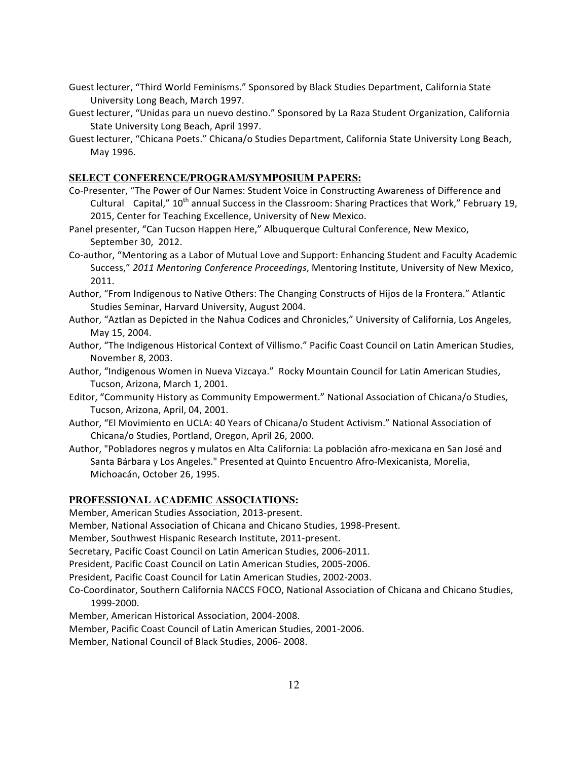Guest lecturer, "Third World Feminisms." Sponsored by Black Studies Department, California State University Long Beach, March 1997.

Guest lecturer, "Unidas para un nuevo destino." Sponsored by La Raza Student Organization, California State University Long Beach, April 1997.

Guest lecturer, "Chicana Poets." Chicana/o Studies Department, California State University Long Beach, May 1996.

## SELECT CONFERENCE/PROGRAM/SYMPOSIUM PAPERS:

Co-Presenter, "The Power of Our Names: Student Voice in Constructing Awareness of Difference and Cultural Capital," 10th annual Success in the Classroom: Sharing Practices that Work," February 19, 2015, Center for Teaching Excellence, University of New Mexico.

Panel presenter, "Can Tucson Happen Here," Albuquerque Cultural Conference, New Mexico, September 30, 2012.

Co-author, "Mentoring as a Labor of Mutual Love and Support: Enhancing Student and Faculty Academic Success," *2011 Mentoring Conference Proceedings*, Mentoring Institute, University of New Mexico, 2011.

Author, "From Indigenous to Native Others: The Changing Constructs of Hijos de la Frontera." Atlantic Studies Seminar, Harvard University, August 2004.

Author, "Aztlan as Depicted in the Nahua Codices and Chronicles," University of California, Los Angeles, May 15, 2004.

Author, "The Indigenous Historical Context of Villismo." Pacific Coast Council on Latin American Studies, November 8, 2003.

Author, "Indigenous Women in Nueva Vizcaya." Rocky Mountain Council for Latin American Studies, Tucson, Arizona, March 1, 2001.

Editor, "Community History as Community Empowerment." National Association of Chicana/o Studies, Tucson, Arizona, April, 04, 2001.

Author, "El Movimiento en UCLA: 40 Years of Chicana/o Student Activism." National Association of Chicana/o Studies, Portland, Oregon, April 26, 2000.

Author, "Pobladores negros y mulatos en Alta California: La población afro-mexicana en San José and Santa Bárbara y Los Angeles." Presented at Quinto Encuentro Afro-Mexicanista, Morelia, Michoacán, October 26, 1995.

## PROFESSIONAL ACADEMIC ASSOCIATIONS:

Member, American Studies Association, 2013-present.

Member, National Association of Chicana and Chicano Studies, 1998-Present.

Member, Southwest Hispanic Research Institute, 2011-present.

Secretary, Pacific Coast Council on Latin American Studies, 2006-2011.

President, Pacific Coast Council on Latin American Studies, 2005-2006.

President, Pacific Coast Council for Latin American Studies, 2002-2003.

Co-Coordinator, Southern California NACCS FOCO, National Association of Chicana and Chicano Studies, 1999-2000.

Member, American Historical Association, 2004-2008.

Member, Pacific Coast Council of Latin American Studies, 2001-2006.

Member, National Council of Black Studies, 2006- 2008.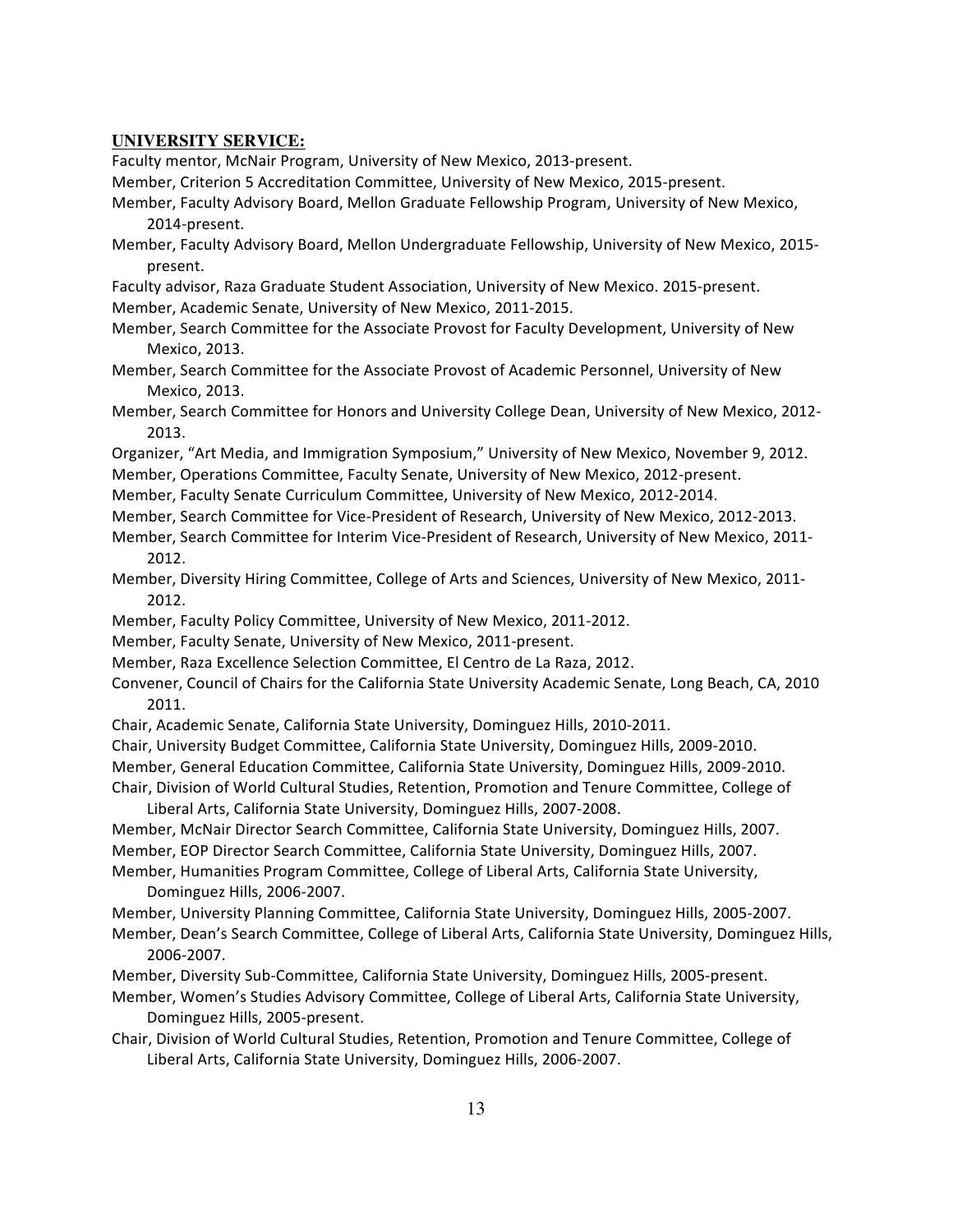## UNIVERSITY SERVICE:

Faculty mentor, McNair Program, University of New Mexico, 2013-present.

Member, Criterion 5 Accreditation Committee, University of New Mexico, 2015-present.

Member, Faculty Advisory Board, Mellon Graduate Fellowship Program, University of New Mexico, 2014-present.

Member, Faculty Advisory Board, Mellon Undergraduate Fellowship, University of New Mexico, 2015-present.

Faculty advisor, Raza Graduate Student Association, University of New Mexico. 2015-present.

Member, Academic Senate, University of New Mexico, 2011-2015.

Member, Search Committee for the Associate Provost for Faculty Development, University of New Mexico, 2013.

Member, Search Committee for the Associate Provost of Academic Personnel, University of New Mexico, 2013.

Member, Search Committee for Honors and University College Dean, University of New Mexico, 2012-2013.

Organizer, "Art Media, and Immigration Symposium," University of New Mexico, November 9, 2012.

Member, Operations Committee, Faculty Senate, University of New Mexico, 2012-present.

Member, Faculty Senate Curriculum Committee, University of New Mexico, 2012-2014.

Member, Search Committee for Vice-President of Research, University of New Mexico, 2012-2013.

Member, Search Committee for Interim Vice-President of Research, University of New Mexico, 2011-2012.

Member, Diversity Hiring Committee, College of Arts and Sciences, University of New Mexico, 2011-2012.

Member, Faculty Policy Committee, University of New Mexico, 2011-2012.

Member, Faculty Senate, University of New Mexico, 2011-present.

Member, Raza Excellence Selection Committee, El Centro de La Raza, 2012.

Convener, Council of Chairs for the California State University Academic Senate, Long Beach, CA, 2010 2011.

Chair, Academic Senate, California State University, Dominguez Hills, 2010-2011.

Chair, University Budget Committee, California State University, Dominguez Hills, 2009-2010.

Member, General Education Committee, California State University, Dominguez Hills, 2009-2010.

Chair, Division of World Cultural Studies, Retention, Promotion and Tenure Committee, College of Liberal Arts, California State University, Dominguez Hills, 2007-2008.

Member, McNair Director Search Committee, California State University, Dominguez Hills, 2007.

Member, EOP Director Search Committee, California State University, Dominguez Hills, 2007.

Member, Humanities Program Committee, College of Liberal Arts, California State University, Dominguez Hills, 2006-2007.

Member, University Planning Committee, California State University, Dominguez Hills, 2005-2007.

Member, Dean's Search Committee, College of Liberal Arts, California State University, Dominguez Hills, 2006-2007.

Member, Diversity Sub-Committee, California State University, Dominguez Hills, 2005-present.

Member, Women's Studies Advisory Committee, College of Liberal Arts, California State University, Dominguez Hills, 2005-present.

Chair, Division of World Cultural Studies, Retention, Promotion and Tenure Committee, College of Liberal Arts, California State University, Dominguez Hills, 2006-2007.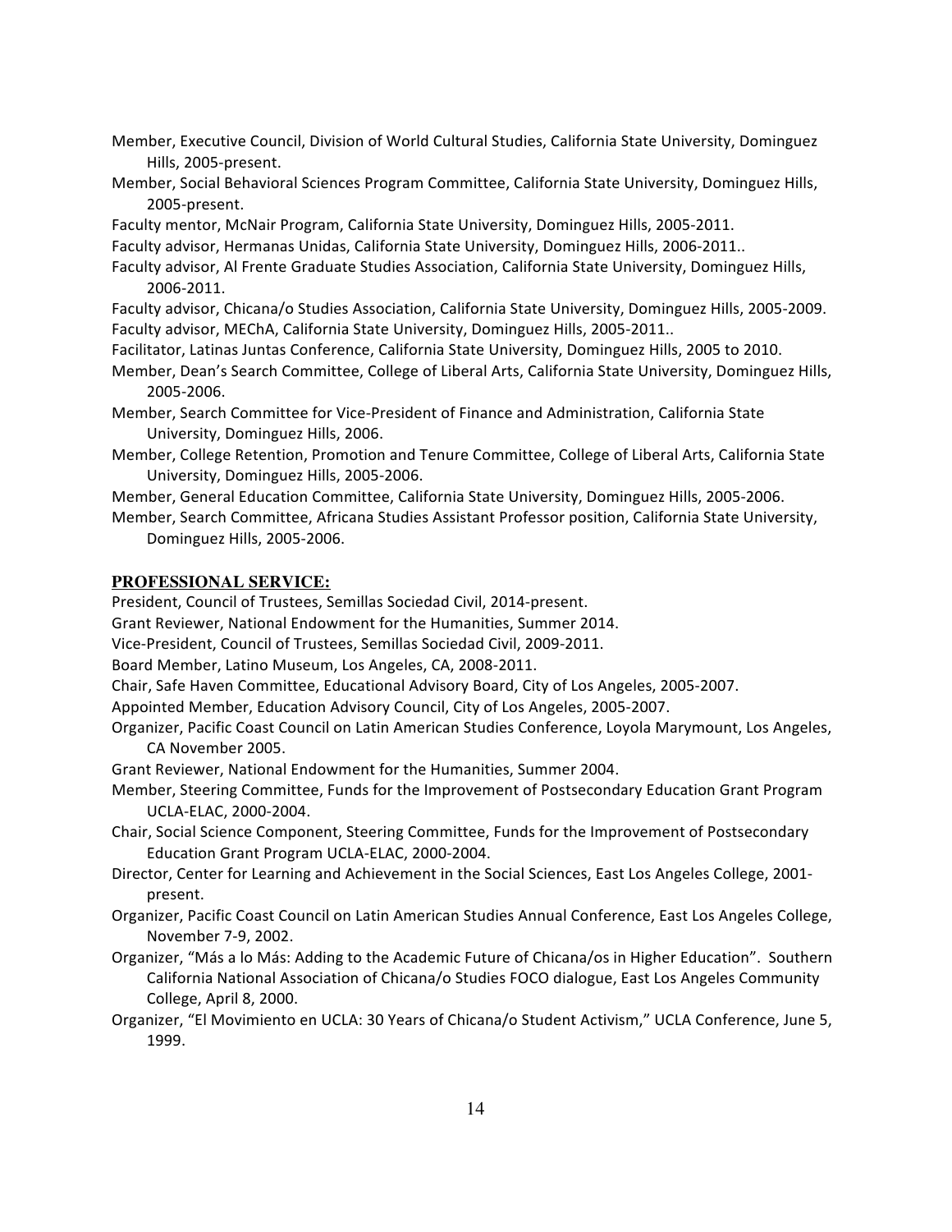Member, Executive Council, Division of World Cultural Studies, California State University, Dominguez Hills, 2005-present.

Member, Social Behavioral Sciences Program Committee, California State University, Dominguez Hills, 2005-present.

Faculty mentor, McNair Program, California State University, Dominguez Hills, 2005-2011.

Faculty advisor, Hermanas Unidas, California State University, Dominguez Hills, 2006-2011..

Faculty advisor, Al Frente Graduate Studies Association, California State University, Dominguez Hills, 2006-2011.

Faculty advisor, Chicana/o Studies Association, California State University, Dominguez Hills, 2005-2009.

Faculty advisor, MEChA, California State University, Dominguez Hills, 2005-2011..

Facilitator, Latinas Juntas Conference, California State University, Dominguez Hills, 2005 to 2010.

Member, Dean's Search Committee, College of Liberal Arts, California State University, Dominguez Hills, 2005-2006.

Member, Search Committee for Vice-President of Finance and Administration, California State University, Dominguez Hills, 2006.

Member, College Retention, Promotion and Tenure Committee, College of Liberal Arts, California State University, Dominguez Hills, 2005-2006.

Member, General Education Committee, California State University, Dominguez Hills, 2005-2006.

Member, Search Committee, Africana Studies Assistant Professor position, California State University, Dominguez Hills, 2005-2006.

## PROFESSIONAL SERVICE:

President, Council of Trustees, Semillas Sociedad Civil, 2014-present.

Grant Reviewer, National Endowment for the Humanities, Summer 2014.

Vice-President, Council of Trustees, Semillas Sociedad Civil, 2009-2011.

Board Member, Latino Museum, Los Angeles, CA, 2008-2011.

Chair, Safe Haven Committee, Educational Advisory Board, City of Los Angeles, 2005-2007.

Appointed Member, Education Advisory Council, City of Los Angeles, 2005-2007.

Organizer, Pacific Coast Council on Latin American Studies Conference, Loyola Marymount, Los Angeles, CA November 2005.

Grant Reviewer, National Endowment for the Humanities, Summer 2004.

Member, Steering Committee, Funds for the Improvement of Postsecondary Education Grant Program UCLA-ELAC, 2000-2004.

Chair, Social Science Component, Steering Committee, Funds for the Improvement of Postsecondary Education Grant Program UCLA-ELAC, 2000-2004.

Director, Center for Learning and Achievement in the Social Sciences, East Los Angeles College, 2001-present.

Organizer, Pacific Coast Council on Latin American Studies Annual Conference, East Los Angeles College, November 7-9, 2002.

Organizer, "Más a lo Más: Adding to the Academic Future of Chicana/os in Higher Education". Southern California National Association of Chicana/o Studies FOCO dialogue, East Los Angeles Community College, April 8, 2000.

Organizer, "El Movimiento en UCLA: 30 Years of Chicana/o Student Activism," UCLA Conference, June 5, 1999.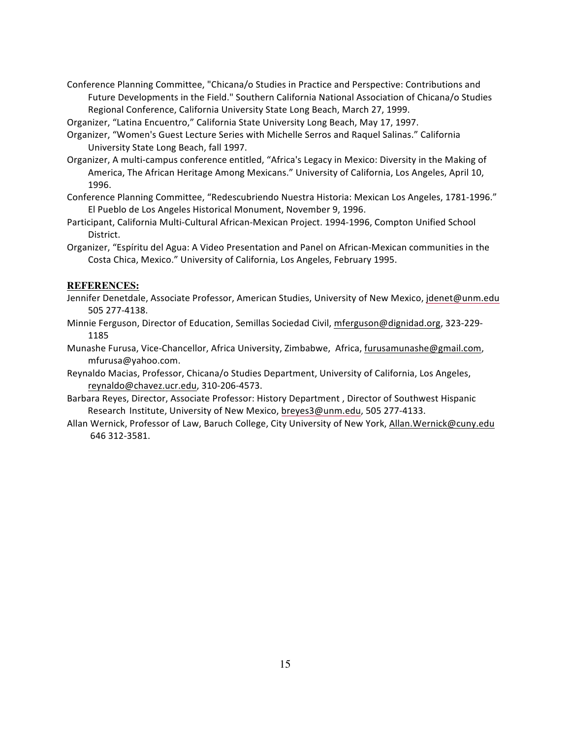Conference Planning Committee, "Chicana/o Studies in Practice and Perspective: Contributions and Future Developments in the Field." Southern California National Association of Chicana/o Studies Regional Conference, California University State Long Beach, March 27, 1999.

Organizer, “Latina Encuentro,” California State University Long Beach, May 17, 1997.

Organizer, “Women's Guest Lecture Series with Michelle Serros and Raquel Salinas.” California University State Long Beach, fall 1997.

Organizer, A multi-campus conference entitled, “Africa's Legacy in Mexico: Diversity in the Making of America, The African Heritage Among Mexicans.” University of California, Los Angeles, April 10, 1996.

Conference Planning Committee, “Redescubriendo Nuestra Historia: Mexican Los Angeles, 1781-1996.” El Pueblo de Los Angeles Historical Monument, November 9, 1996.

Participant, California Multi-Cultural African-Mexican Project. 1994-1996, Compton Unified School District.

Organizer, “Espíritu del Agua: A Video Presentation and Panel on African-Mexican communities in the Costa Chica, Mexico.” University of California, Los Angeles, February 1995.

**REFERENCES:**

Jennifer Denetdale, Associate Professor, American Studies, University of New Mexico, jdenet@unm.edu 505 277-4138.

Minnie Ferguson, Director of Education, Semillas Sociedad Civil, mferguson@dignidad.org, 323-229-1185

Munashe Furusa, Vice-Chancellor, Africa University, Zimbabwe, Africa, furusamunashe@gmail.com, mfurusa@yahoo.com.

Reynaldo Macias, Professor, Chicana/o Studies Department, University of California, Los Angeles, reynaldo@chavez.ucr.edu, 310-206-4573.

Barbara Reyes, Director, Associate Professor: History Department , Director of Southwest Hispanic Research Institute, University of New Mexico, breyes3@unm.edu, 505 277-4133.

Allan Wernick, Professor of Law, Baruch College, City University of New York, Allan.Wernick@cuny.edu 646 312-3581.